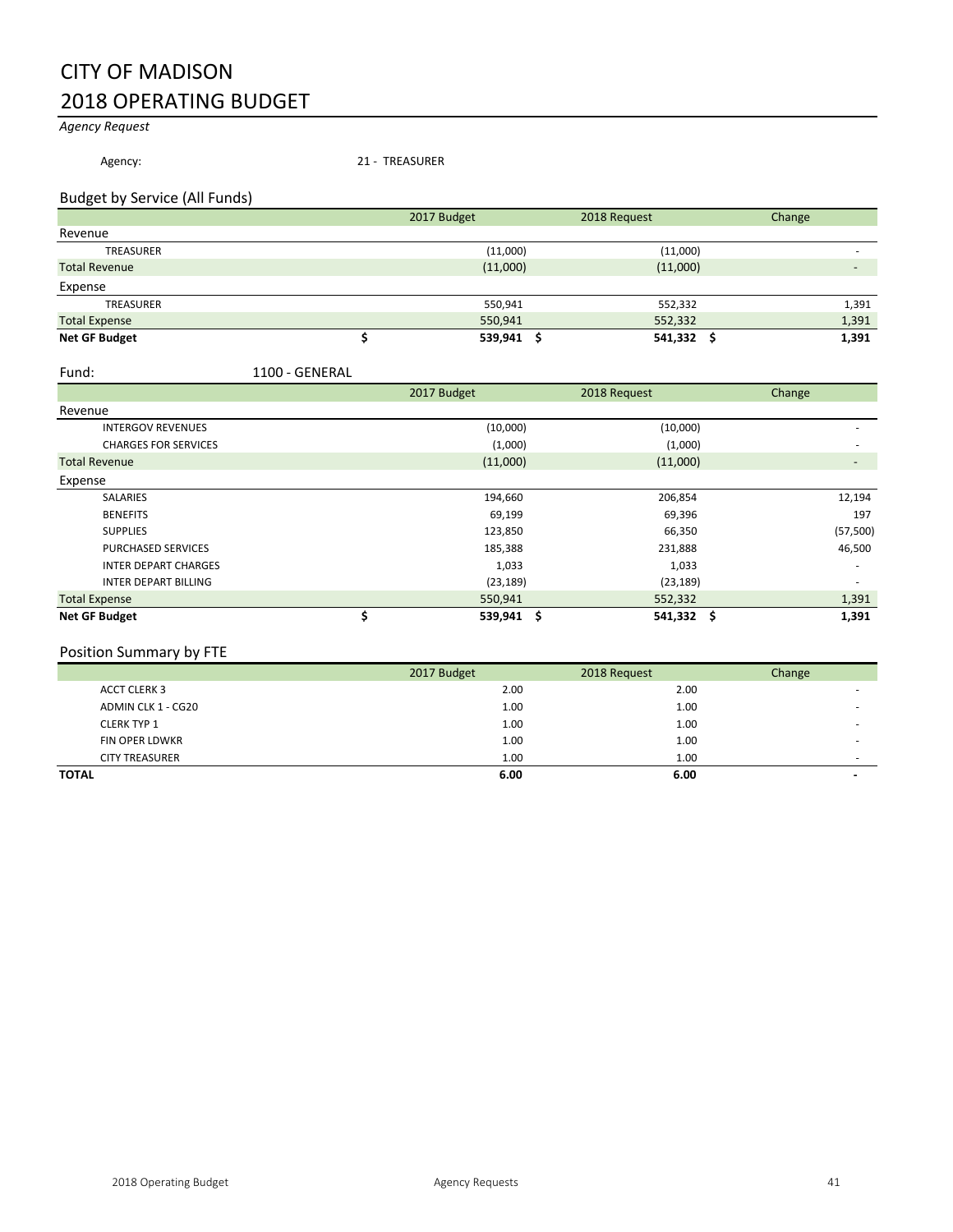# CITY OF MADISON
# 2018 OPERATING BUDGET

*Agency Request*

Agency: 21 - TREASURER

## Budget by Service (All Funds)

| | 2017 Budget | 2018 Request | Change |
|---|---|---|---|
| Revenue | | | |
| TREASURER | (11,000) | (11,000) | - |
| Total Revenue | (11,000) | (11,000) | - |
| Expense | | | |
| TREASURER | 550,941 | 552,332 | 1,391 |
| Total Expense | 550,941 | 552,332 | 1,391 |
| **Net GF Budget** | **$ 539,941** | **$ 541,332** | **$ 1,391** |

Fund: 1100 - GENERAL

| | 2017 Budget | 2018 Request | Change |
|---|---|---|---|
| Revenue | | | |
| INTERGOV REVENUES | (10,000) | (10,000) | - |
| CHARGES FOR SERVICES | (1,000) | (1,000) | - |
| Total Revenue | (11,000) | (11,000) | - |
| Expense | | | |
| SALARIES | 194,660 | 206,854 | 12,194 |
| BENEFITS | 69,199 | 69,396 | 197 |
| SUPPLIES | 123,850 | 66,350 | (57,500) |
| PURCHASED SERVICES | 185,388 | 231,888 | 46,500 |
| INTER DEPART CHARGES | 1,033 | 1,033 | - |
| INTER DEPART BILLING | (23,189) | (23,189) | - |
| Total Expense | 550,941 | 552,332 | 1,391 |
| **Net GF Budget** | **$ 539,941** | **$ 541,332** | **$ 1,391** |

## Position Summary by FTE

| | 2017 Budget | 2018 Request | Change |
|---|---|---|---|
| ACCT CLERK 3 | 2.00 | 2.00 | - |
| ADMIN CLK 1 - CG20 | 1.00 | 1.00 | - |
| CLERK TYP 1 | 1.00 | 1.00 | - |
| FIN OPER LDWKR | 1.00 | 1.00 | - |
| CITY TREASURER | 1.00 | 1.00 | - |
| **TOTAL** | **6.00** | **6.00** | **-** |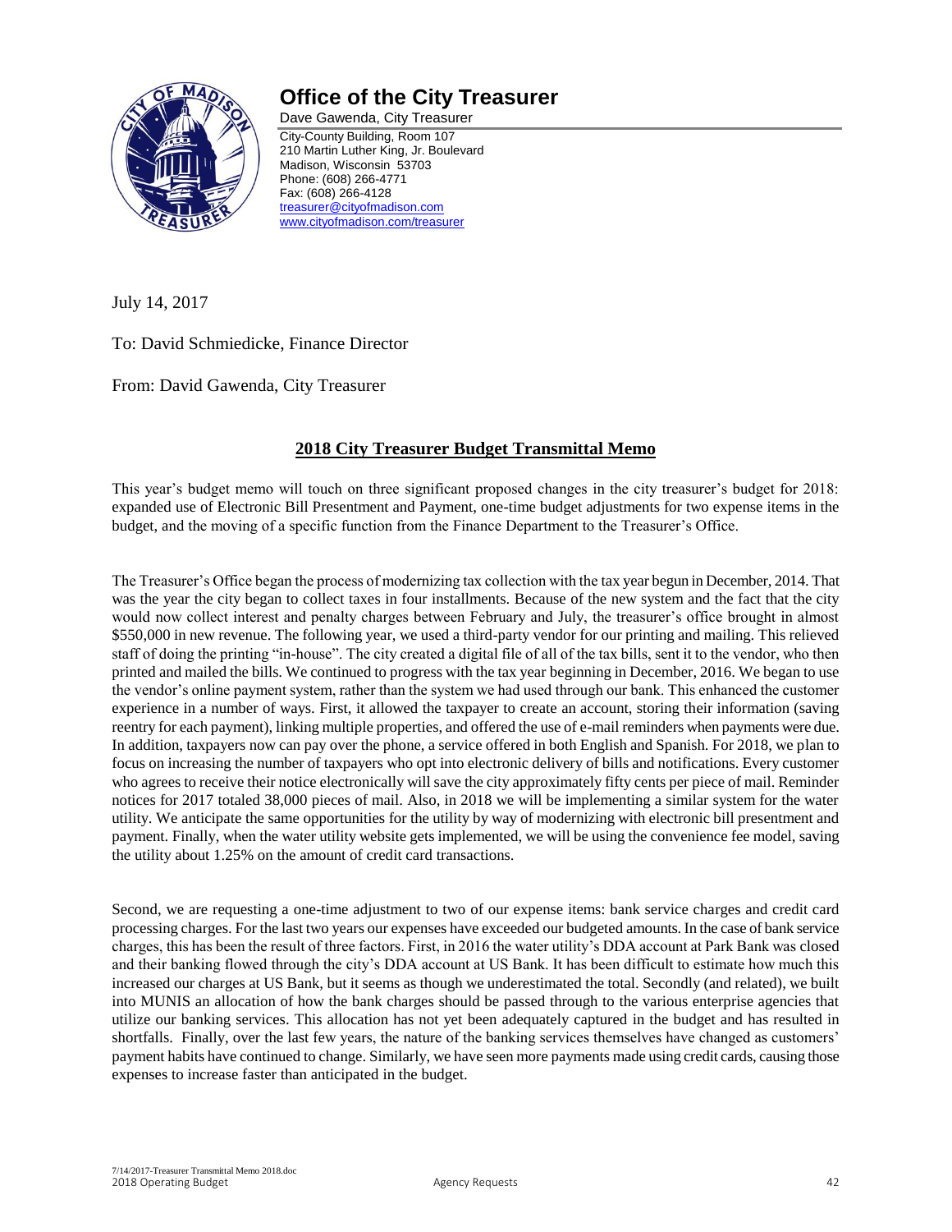# Office of the City Treasurer

Dave Gawenda, City Treasurer

City-County Building, Room 107
210 Martin Luther King, Jr. Boulevard
Madison, Wisconsin 53703
Phone: (608) 266-4771
Fax: (608) 266-4128
treasurer@cityofmadison.com
www.cityofmadison.com/treasurer

July 14, 2017

To: David Schmiedicke, Finance Director

From: David Gawenda, City Treasurer

## 2018 City Treasurer Budget Transmittal Memo

This year's budget memo will touch on three significant proposed changes in the city treasurer's budget for 2018: expanded use of Electronic Bill Presentment and Payment, one-time budget adjustments for two expense items in the budget, and the moving of a specific function from the Finance Department to the Treasurer's Office.

The Treasurer's Office began the process of modernizing tax collection with the tax year begun in December, 2014. That was the year the city began to collect taxes in four installments. Because of the new system and the fact that the city would now collect interest and penalty charges between February and July, the treasurer's office brought in almost $550,000 in new revenue. The following year, we used a third-party vendor for our printing and mailing. This relieved staff of doing the printing "in-house". The city created a digital file of all of the tax bills, sent it to the vendor, who then printed and mailed the bills. We continued to progress with the tax year beginning in December, 2016. We began to use the vendor's online payment system, rather than the system we had used through our bank. This enhanced the customer experience in a number of ways. First, it allowed the taxpayer to create an account, storing their information (saving reentry for each payment), linking multiple properties, and offered the use of e-mail reminders when payments were due. In addition, taxpayers now can pay over the phone, a service offered in both English and Spanish. For 2018, we plan to focus on increasing the number of taxpayers who opt into electronic delivery of bills and notifications. Every customer who agrees to receive their notice electronically will save the city approximately fifty cents per piece of mail. Reminder notices for 2017 totaled 38,000 pieces of mail. Also, in 2018 we will be implementing a similar system for the water utility. We anticipate the same opportunities for the utility by way of modernizing with electronic bill presentment and payment. Finally, when the water utility website gets implemented, we will be using the convenience fee model, saving the utility about 1.25% on the amount of credit card transactions.

Second, we are requesting a one-time adjustment to two of our expense items: bank service charges and credit card processing charges. For the last two years our expenses have exceeded our budgeted amounts. In the case of bank service charges, this has been the result of three factors. First, in 2016 the water utility's DDA account at Park Bank was closed and their banking flowed through the city's DDA account at US Bank. It has been difficult to estimate how much this increased our charges at US Bank, but it seems as though we underestimated the total. Secondly (and related), we built into MUNIS an allocation of how the bank charges should be passed through to the various enterprise agencies that utilize our banking services. This allocation has not yet been adequately captured in the budget and has resulted in shortfalls. Finally, over the last few years, the nature of the banking services themselves have changed as customers' payment habits have continued to change. Similarly, we have seen more payments made using credit cards, causing those expenses to increase faster than anticipated in the budget.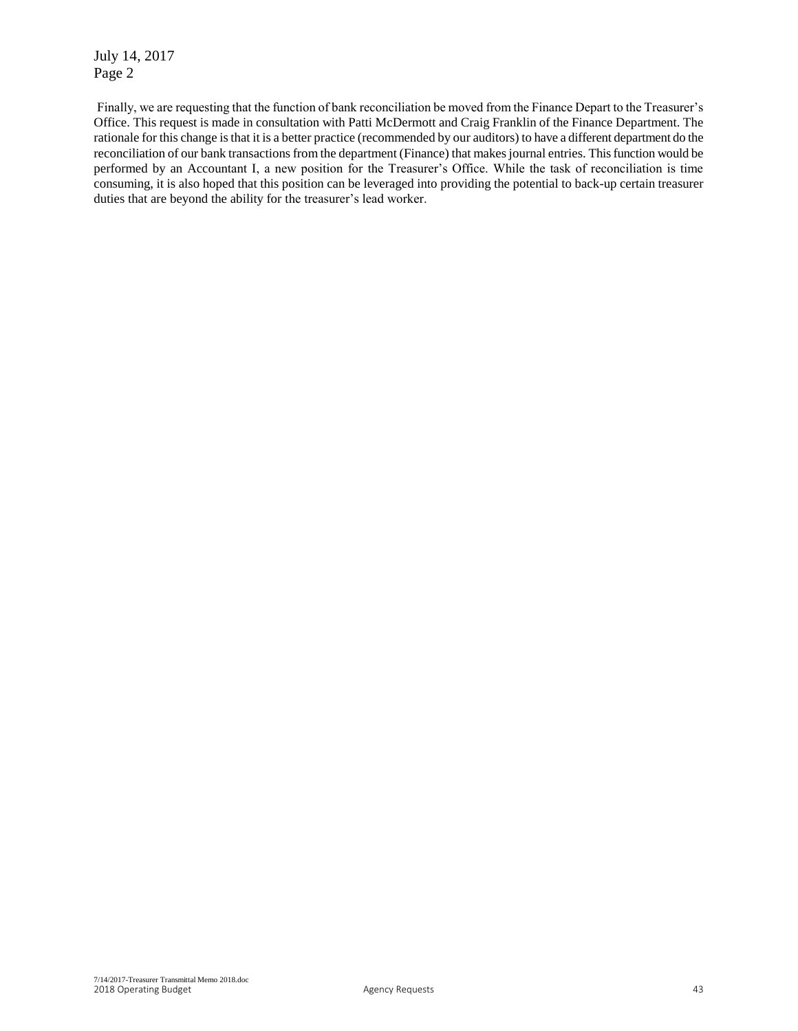July 14, 2017
Page 2

Finally, we are requesting that the function of bank reconciliation be moved from the Finance Depart to the Treasurer's Office. This request is made in consultation with Patti McDermott and Craig Franklin of the Finance Department. The rationale for this change is that it is a better practice (recommended by our auditors) to have a different department do the reconciliation of our bank transactions from the department (Finance) that makes journal entries. This function would be performed by an Accountant I, a new position for the Treasurer's Office. While the task of reconciliation is time consuming, it is also hoped that this position can be leveraged into providing the potential to back-up certain treasurer duties that are beyond the ability for the treasurer's lead worker.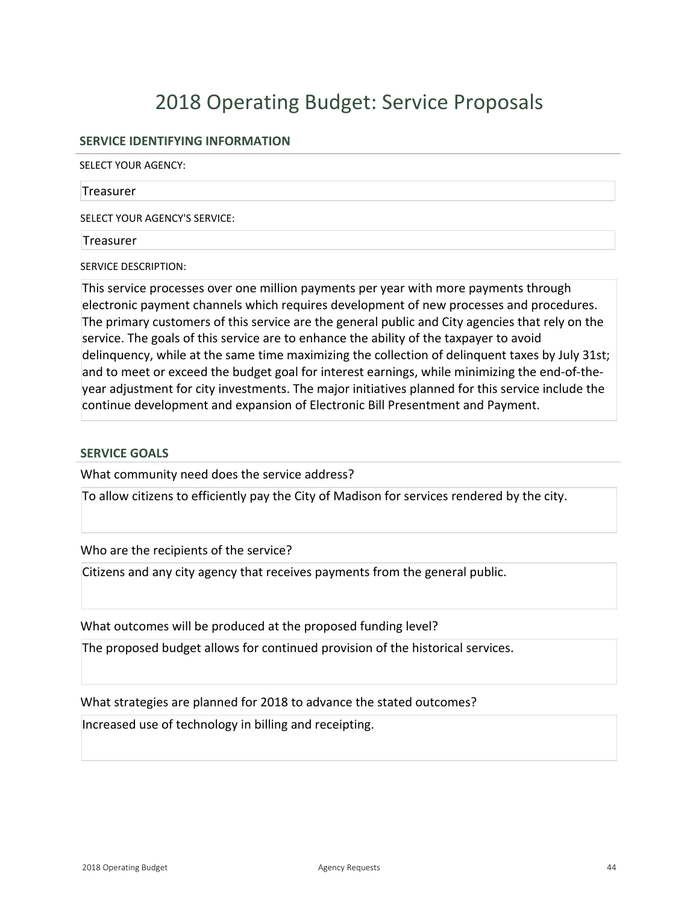# 2018 Operating Budget: Service Proposals

## SERVICE IDENTIFYING INFORMATION

SELECT YOUR AGENCY:

Treasurer

SELECT YOUR AGENCY'S SERVICE:

Treasurer

SERVICE DESCRIPTION:

This service processes over one million payments per year with more payments through electronic payment channels which requires development of new processes and procedures. The primary customers of this service are the general public and City agencies that rely on the service. The goals of this service are to enhance the ability of the taxpayer to avoid delinquency, while at the same time maximizing the collection of delinquent taxes by July 31st; and to meet or exceed the budget goal for interest earnings, while minimizing the end-of-the-year adjustment for city investments. The major initiatives planned for this service include the continue development and expansion of Electronic Bill Presentment and Payment.

## SERVICE GOALS

What community need does the service address?

To allow citizens to efficiently pay the City of Madison for services rendered by the city.

Who are the recipients of the service?

Citizens and any city agency that receives payments from the general public.

What outcomes will be produced at the proposed funding level?

The proposed budget allows for continued provision of the historical services.

What strategies are planned for 2018 to advance the stated outcomes?

Increased use of technology in billing and receipting.